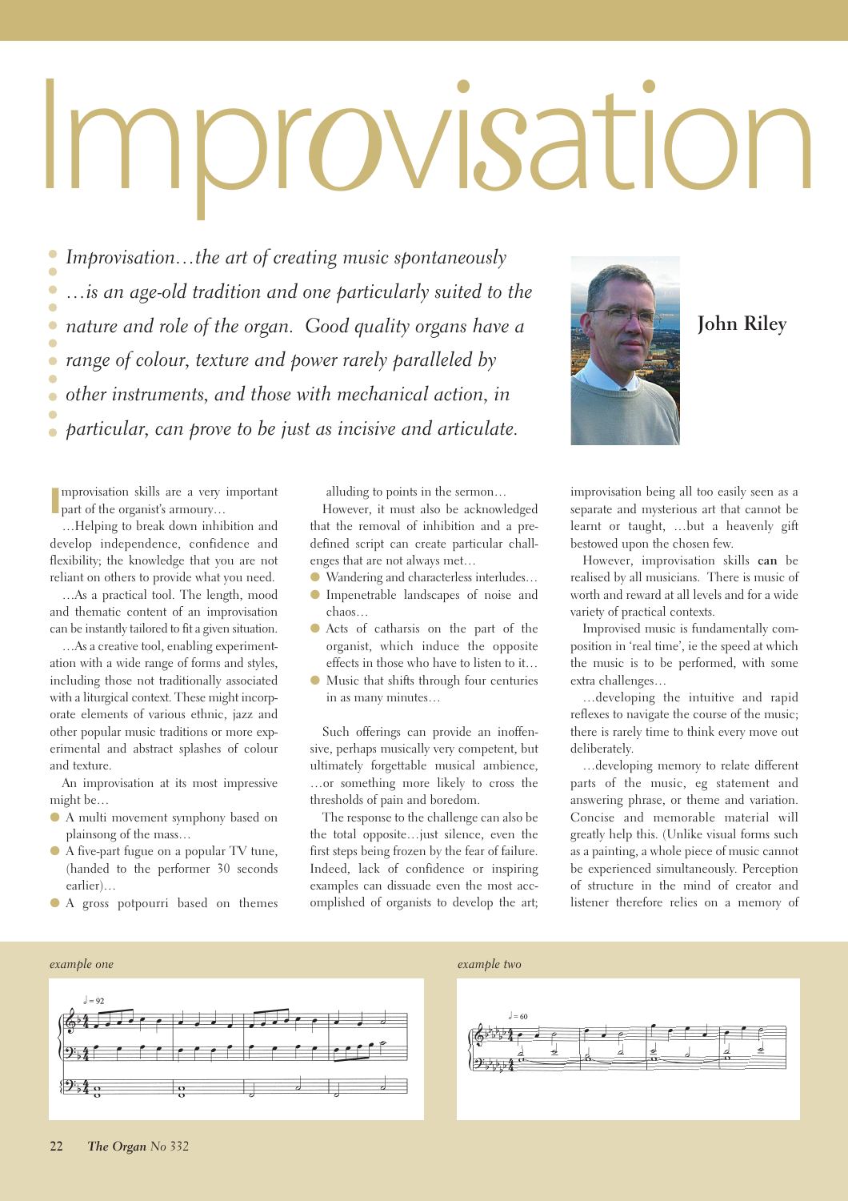# Improvisation

*Improvisation…the art of creating music spontaneously …is an age-old tradition and one particularly suited to the nature and role of the organ. Good quality organs have a range of colour, texture and power rarely paralleled by other instruments, and those with mechanical action, in particular, can prove to be just as incisive and articulate.*

**John Riley**

Improvisation skills are a very important part of the organist's armoury…

…Helping to break down inhibition and develop independence, confidence and flexibility; the knowledge that you are not reliant on others to provide what you need.

…As a practical tool. The length, mood and thematic content of an improvisation can be instantly tailored to fit a given situation.

…As a creative tool, enabling experimentation with a wide range of forms and styles, including those not traditionally associated with a liturgical context. These might incorporate elements of various ethnic, jazz and other popular music traditions or more experimental and abstract splashes of colour and texture.

An improvisation at its most impressive might be…

- A multi movement symphony based on plainsong of the mass…
- A five-part fugue on a popular TV tune, (handed to the performer 30 seconds earlier)…
- A gross potpourri based on themes alluding to points in the sermon…

However, it must also be acknowledged that the removal of inhibition and a predefined script can create particular challenges that are not always met…

- Wandering and characterless interludes…
- Impenetrable landscapes of noise and chaos…
- Acts of catharsis on the part of the organist, which induce the opposite effects in those who have to listen to it…
- Music that shifts through four centuries in as many minutes…

Such offerings can provide an inoffensive, perhaps musically very competent, but ultimately forgettable musical ambience, …or something more likely to cross the thresholds of pain and boredom.

The response to the challenge can also be the total opposite…just silence, even the first steps being frozen by the fear of failure. Indeed, lack of confidence or inspiring examples can dissuade even the most accomplished of organists to develop the art; improvisation being all too easily seen as a separate and mysterious art that cannot be learnt or taught, …but a heavenly gift bestowed upon the chosen few.

However, improvisation skills **can** be realised by all musicians. There is music of worth and reward at all levels and for a wide variety of practical contexts.

Improvised music is fundamentally composition in 'real time', ie the speed at which the music is to be performed, with some extra challenges…

…developing the intuitive and rapid reflexes to navigate the course of the music; there is rarely time to think every move out deliberately.

…developing memory to relate different parts of the music, eg statement and answering phrase, or theme and variation. Concise and memorable material will greatly help this. (Unlike visual forms such as a painting, a whole piece of music cannot be experienced simultaneously. Perception of structure in the mind of creator and listener therefore relies on a memory of

*example one*

*example two*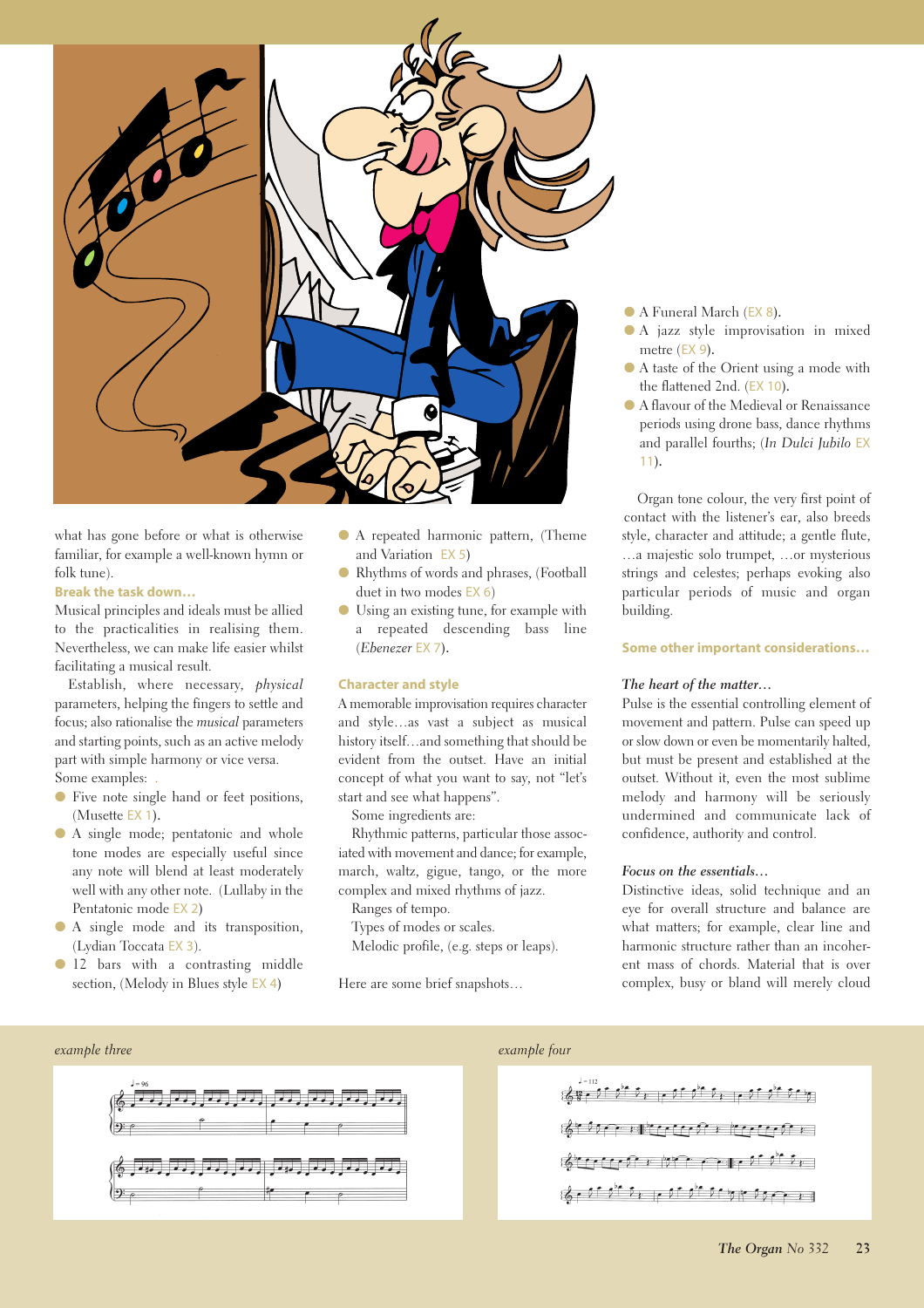what has gone before or what is otherwise familiar, for example a well-known hymn or folk tune).

**Break the task down…**

Musical principles and ideals must be allied to the practicalities in realising them. Nevertheless, we can make life easier whilst facilitating a musical result.

Establish, where necessary, *physical* parameters, helping the fingers to settle and focus; also rationalise the *musical* parameters and starting points, such as an active melody part with simple harmony or vice versa.

Some examples:

- Five note single hand or feet positions, (Musette EX 1).
- A single mode; pentatonic and whole tone modes are especially useful since any note will blend at least moderately well with any other note. (Lullaby in the Pentatonic mode EX 2)
- A single mode and its transposition, (Lydian Toccata EX 3).
- 12 bars with a contrasting middle section, (Melody in Blues style EX 4)
- A repeated harmonic pattern, (Theme and Variation EX 5)
- Rhythms of words and phrases, (Football duet in two modes EX 6)
- Using an existing tune, for example with a repeated descending bass line (*Ebenezer* EX 7).

**Character and style**

A memorable improvisation requires character and style…as vast a subject as musical history itself…and something that should be evident from the outset. Have an initial concept of what you want to say, not "let's start and see what happens".

Some ingredients are:

Rhythmic patterns, particular those associated with movement and dance; for example, march, waltz, gigue, tango, or the more complex and mixed rhythms of jazz.

Ranges of tempo.

Types of modes or scales.

Melodic profile, (e.g. steps or leaps).

Here are some brief snapshots…

- A Funeral March (EX 8).
- A jazz style improvisation in mixed metre (EX 9).
- A taste of the Orient using a mode with the flattened 2nd. (EX 10).
- A flavour of the Medieval or Renaissance periods using drone bass, dance rhythms and parallel fourths; (*In Dulci Jubilo* EX 11).

Organ tone colour, the very first point of contact with the listener's ear, also breeds style, character and attitude; a gentle flute, …a majestic solo trumpet, …or mysterious strings and celestes; perhaps evoking also particular periods of music and organ building.

**Some other important considerations…**

***The heart of the matter…***

Pulse is the essential controlling element of movement and pattern. Pulse can speed up or slow down or even be momentarily halted, but must be present and established at the outset. Without it, even the most sublime melody and harmony will be seriously undermined and communicate lack of confidence, authority and control.

***Focus on the essentials…***

Distinctive ideas, solid technique and an eye for overall structure and balance are what matters; for example, clear line and harmonic structure rather than an incoherent mass of chords. Material that is over complex, busy or bland will merely cloud

*example three*

*example four*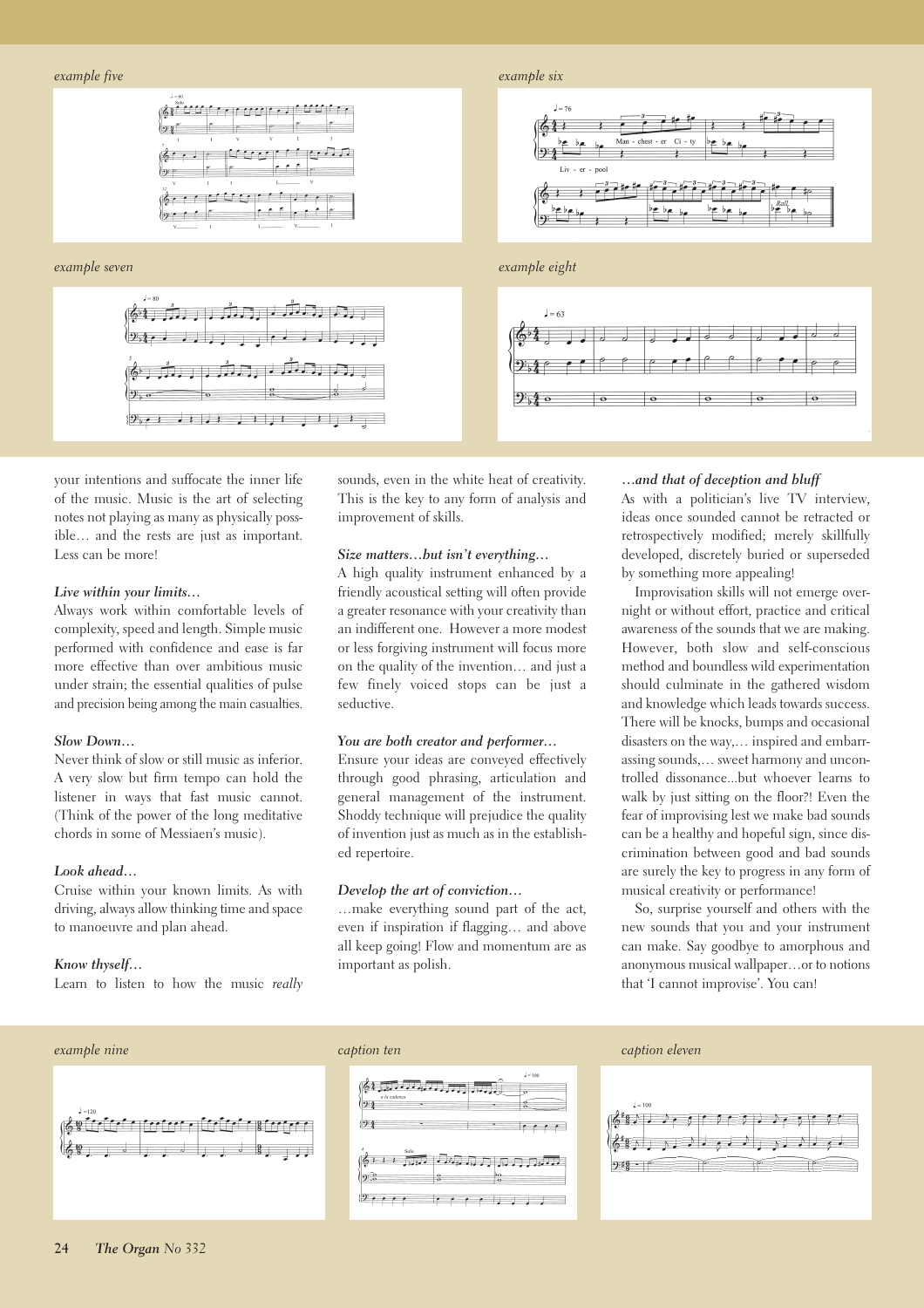example five

example six

example seven

example eight

your intentions and suffocate the inner life of the music. Music is the art of selecting notes not playing as many as physically possible… and the rests are just as important. Less can be more!

***Live within your limits…***

Always work within comfortable levels of complexity, speed and length. Simple music performed with confidence and ease is far more effective than over ambitious music under strain; the essential qualities of pulse and precision being among the main casualties.

***Slow Down…***

Never think of slow or still music as inferior. A very slow but firm tempo can hold the listener in ways that fast music cannot. (Think of the power of the long meditative chords in some of Messiaen's music).

***Look ahead…***

Cruise within your known limits. As with driving, always allow thinking time and space to manoeuvre and plan ahead.

***Know thyself…***

Learn to listen to how the music *really* sounds, even in the white heat of creativity. This is the key to any form of analysis and improvement of skills.

***Size matters…but isn't everything…***

A high quality instrument enhanced by a friendly acoustical setting will often provide a greater resonance with your creativity than an indifferent one. However a more modest or less forgiving instrument will focus more on the quality of the invention… and just a few finely voiced stops can be just a seductive.

***You are both creator and performer…***

Ensure your ideas are conveyed effectively through good phrasing, articulation and general management of the instrument. Shoddy technique will prejudice the quality of invention just as much as in the established repertoire.

***Develop the art of conviction…***

…make everything sound part of the act, even if inspiration if flagging… and above all keep going! Flow and momentum are as important as polish.

***…and that of deception and bluff***

As with a politician's live TV interview, ideas once sounded cannot be retracted or retrospectively modified; merely skillfully developed, discretely buried or superseded by something more appealing!

Improvisation skills will not emerge overnight or without effort, practice and critical awareness of the sounds that we are making. However, both slow and self-conscious method and boundless wild experimentation should culminate in the gathered wisdom and knowledge which leads towards success. There will be knocks, bumps and occasional disasters on the way,… inspired and embarrassing sounds,… sweet harmony and uncontrolled dissonance...but whoever learns to walk by just sitting on the floor?! Even the fear of improvising lest we make bad sounds can be a healthy and hopeful sign, since discrimination between good and bad sounds are surely the key to progress in any form of musical creativity or performance!

So, surprise yourself and others with the new sounds that you and your instrument can make. Say goodbye to amorphous and anonymous musical wallpaper…or to notions that 'I cannot improvise'. You can!

example nine

caption ten

caption eleven